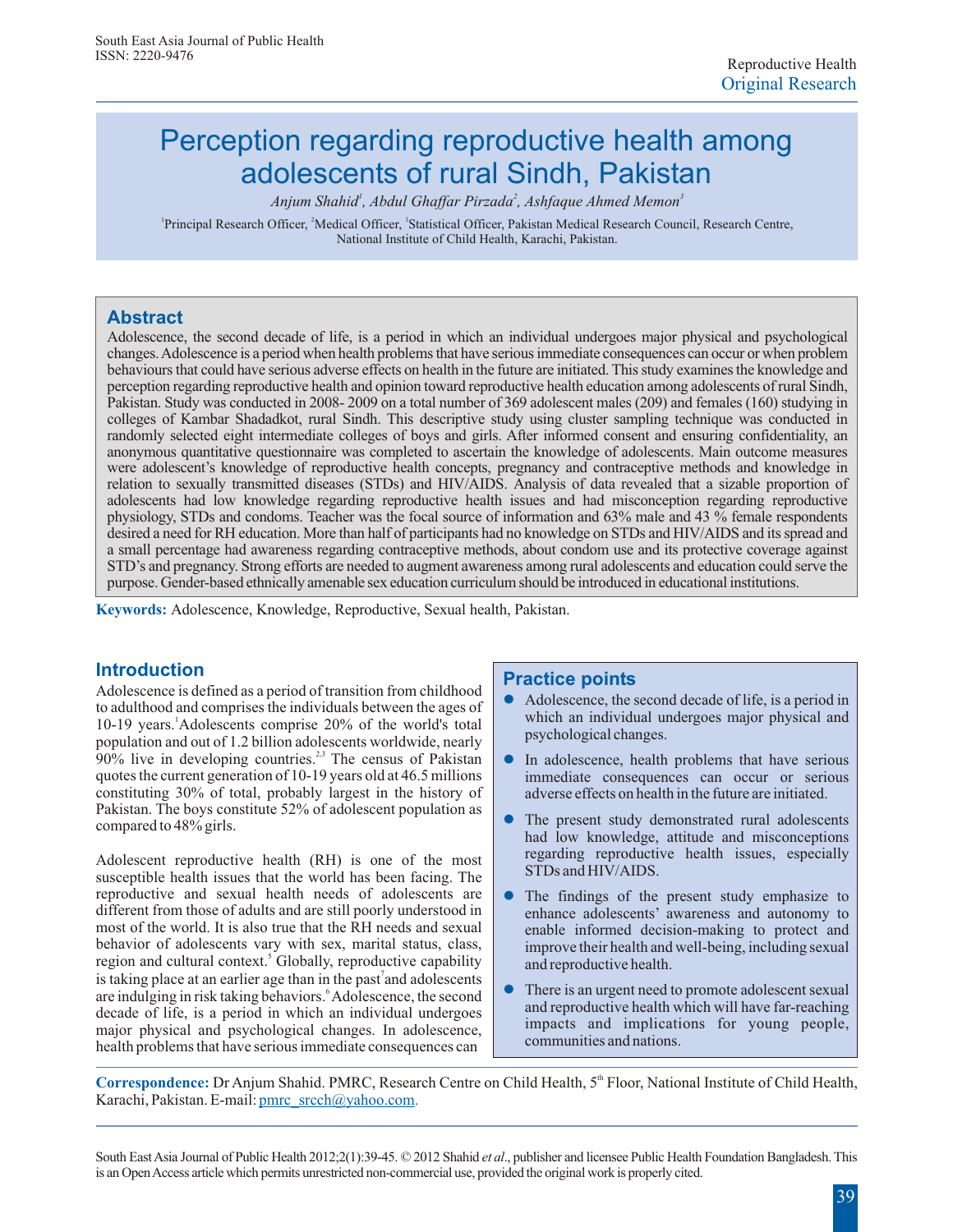Reproductive Health
Original Research

# Perception regarding reproductive health among adolescents of rural Sindh, Pakistan

*Anjum Shahid*[1], *Abdul Ghaffar Pirzada*[2], *Ashfaque Ahmed Memon*[3]

[1]Principal Research Officer, [2]Medical Officer, [3]Statistical Officer, Pakistan Medical Research Council, Research Centre, National Institute of Child Health, Karachi, Pakistan.

## Abstract

Adolescence, the second decade of life, is a period in which an individual undergoes major physical and psychological changes. Adolescence is a period when health problems that have serious immediate consequences can occur or when problem behaviours that could have serious adverse effects on health in the future are initiated. This study examines the knowledge and perception regarding reproductive health and opinion toward reproductive health education among adolescents of rural Sindh, Pakistan. Study was conducted in 2008- 2009 on a total number of 369 adolescent males (209) and females (160) studying in colleges of Kambar Shadadkot, rural Sindh. This descriptive study using cluster sampling technique was conducted in randomly selected eight intermediate colleges of boys and girls. After informed consent and ensuring confidentiality, an anonymous quantitative questionnaire was completed to ascertain the knowledge of adolescents. Main outcome measures were adolescent's knowledge of reproductive health concepts, pregnancy and contraceptive methods and knowledge in relation to sexually transmitted diseases (STDs) and HIV/AIDS. Analysis of data revealed that a sizable proportion of adolescents had low knowledge regarding reproductive health issues and had misconception regarding reproductive physiology, STDs and condoms. Teacher was the focal source of information and 63% male and 43 % female respondents desired a need for RH education. More than half of participants had no knowledge on STDs and HIV/AIDS and its spread and a small percentage had awareness regarding contraceptive methods, about condom use and its protective coverage against STD's and pregnancy. Strong efforts are needed to augment awareness among rural adolescents and education could serve the purpose. Gender-based ethnically amenable sex education curriculum should be introduced in educational institutions.

**Keywords:** Adolescence, Knowledge, Reproductive, Sexual health, Pakistan.

## Introduction

Adolescence is defined as a period of transition from childhood to adulthood and comprises the individuals between the ages of 10-19 years.[1] Adolescents comprise 20% of the world's total population and out of 1.2 billion adolescents worldwide, nearly 90% live in developing countries.[2,3] The census of Pakistan quotes the current generation of 10-19 years old at 46.5 millions constituting 30% of total, probably largest in the history of Pakistan. The boys constitute 52% of adolescent population as compared to 48% girls.

Adolescent reproductive health (RH) is one of the most susceptible health issues that the world has been facing. The reproductive and sexual health needs of adolescents are different from those of adults and are still poorly understood in most of the world. It is also true that the RH needs and sexual behavior of adolescents vary with sex, marital status, class, region and cultural context.[5] Globally, reproductive capability is taking place at an earlier age than in the past[7] and adolescents are indulging in risk taking behaviors.[6] Adolescence, the second decade of life, is a period in which an individual undergoes major physical and psychological changes. In adolescence, health problems that have serious immediate consequences can

### Practice points

- Adolescence, the second decade of life, is a period in which an individual undergoes major physical and psychological changes.
- In adolescence, health problems that have serious immediate consequences can occur or serious adverse effects on health in the future are initiated.
- The present study demonstrated rural adolescents had low knowledge, attitude and misconceptions regarding reproductive health issues, especially STDs and HIV/AIDS.
- The findings of the present study emphasize to enhance adolescents' awareness and autonomy to enable informed decision-making to protect and improve their health and well-being, including sexual and reproductive health.
- There is an urgent need to promote adolescent sexual and reproductive health which will have far-reaching impacts and implications for young people, communities and nations.

**Correspondence:** Dr Anjum Shahid. PMRC, Research Centre on Child Health, 5th Floor, National Institute of Child Health, Karachi, Pakistan. E-mail: pmrc_srcch@yahoo.com.

South East Asia Journal of Public Health 2012;2(1):39-45. © 2012 Shahid *et al*., publisher and licensee Public Health Foundation Bangladesh. This is an Open Access article which permits unrestricted non-commercial use, provided the original work is properly cited.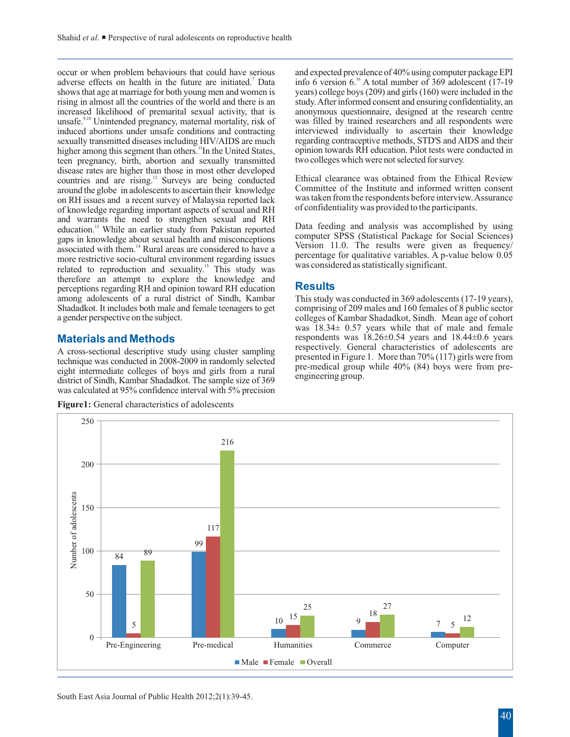occur or when problem behaviours that could have serious adverse effects on health in the future are initiated.[7] Data shows that age at marriage for both young men and women is rising in almost all the countries of the world and there is an increased likelihood of premarital sexual activity, that is unsafe.[9,10] Unintended pregnancy, maternal mortality, risk of induced abortions under unsafe conditions and contracting sexually transmitted diseases including HIV/AIDS are much higher among this segment than others.[11] In the United States, teen pregnancy, birth, abortion and sexually transmitted disease rates are higher than those in most other developed countries and are rising.[12] Surveys are being conducted around the globe in adolescents to ascertain their knowledge on RH issues and a recent survey of Malaysia reported lack of knowledge regarding important aspects of sexual and RH and warrants the need to strengthen sexual and RH education.[13] While an earlier study from Pakistan reported gaps in knowledge about sexual health and misconceptions associated with them.[14] Rural areas are considered to have a more restrictive socio-cultural environment regarding issues related to reproduction and sexuality.[15] This study was therefore an attempt to explore the knowledge and perceptions regarding RH and opinion toward RH education among adolescents of a rural district of Sindh, Kambar Shadadkot. It includes both male and female teenagers to get a gender perspective on the subject.

## Materials and Methods

A cross-sectional descriptive study using cluster sampling technique was conducted in 2008-2009 in randomly selected eight intermediate colleges of boys and girls from a rural district of Sindh, Kambar Shadadkot. The sample size of 369 was calculated at 95% confidence interval with 5% precision and expected prevalence of 40% using computer package EPI info 6 version 6.[16] A total number of 369 adolescent (17-19 years) college boys (209) and girls (160) were included in the study. After informed consent and ensuring confidentiality, an anonymous questionnaire, designed at the research centre was filled by trained researchers and all respondents were interviewed individually to ascertain their knowledge regarding contraceptive methods, STD'S and AIDS and their opinion towards RH education. Pilot tests were conducted in two colleges which were not selected for survey.

Ethical clearance was obtained from the Ethical Review Committee of the Institute and informed written consent was taken from the respondents before interview. Assurance of confidentiality was provided to the participants.

Data feeding and analysis was accomplished by using computer SPSS (Statistical Package for Social Sciences) Version 11.0. The results were given as frequency/ percentage for qualitative variables. A p-value below 0.05 was considered as statistically significant.

## Results

This study was conducted in 369 adolescents (17-19 years), comprising of 209 males and 160 females of 8 public sector colleges of Kambar Shadadkot, Sindh. Mean age of cohort was 18.34± 0.57 years while that of male and female respondents was 18.26±0.54 years and 18.44±0.6 years respectively. General characteristics of adolescents are presented in Figure 1. More than 70% (117) girls were from pre-medical group while 40% (84) boys were from pre-engineering group.

**Figure1:** General characteristics of adolescents

| | Male | Female | Overall |
|---|---|---|---|
| Pre-Engineering | 84 | 5 | 89 |
| Pre-medical | 99 | 117 | 216 |
| Humanities | 10 | 15 | 25 |
| Commerce | 9 | 18 | 27 |
| Computer | 7 | 5 | 12 |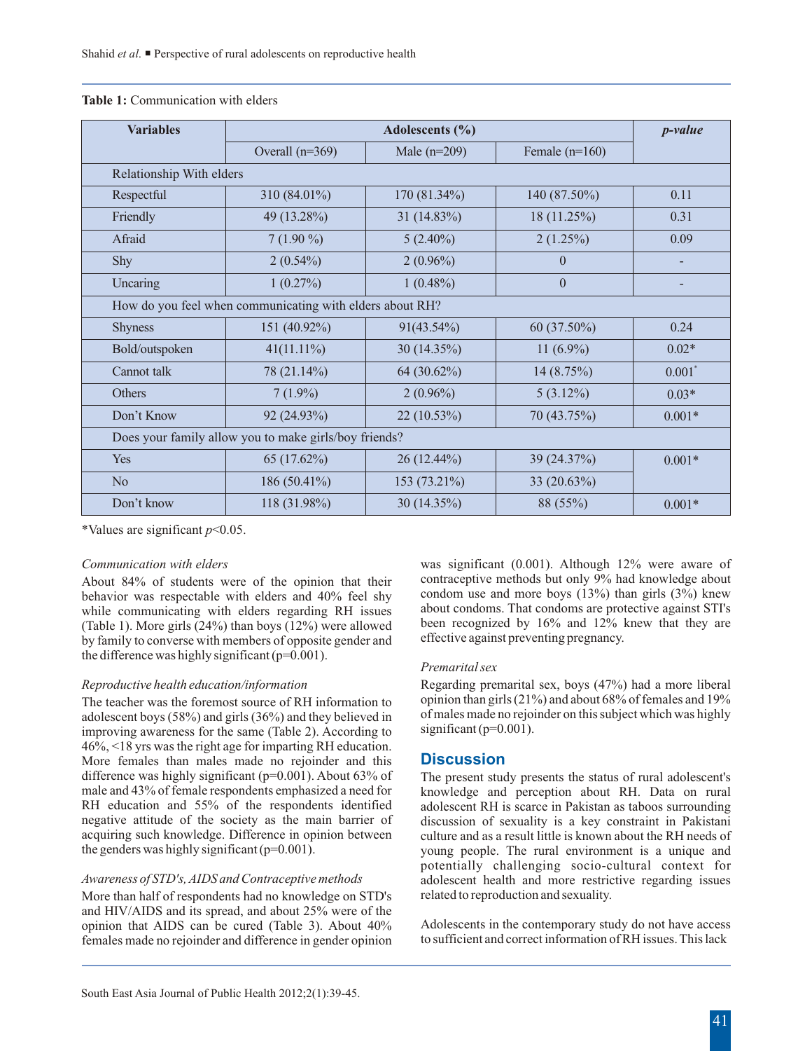**Table 1:** Communication with elders

| Variables | Adolescents (%) | | | *p-value* |
|---|---|---|---|---|
| | Overall (n=369) | Male (n=209) | Female (n=160) | |
| Relationship With elders | | | | |
| Respectful | 310 (84.01%) | 170 (81.34%) | 140 (87.50%) | 0.11 |
| Friendly | 49 (13.28%) | 31 (14.83%) | 18 (11.25%) | 0.31 |
| Afraid | 7 (1.90 %) | 5 (2.40%) | 2 (1.25%) | 0.09 |
| Shy | 2 (0.54%) | 2 (0.96%) | 0 | - |
| Uncaring | 1 (0.27%) | 1 (0.48%) | 0 | - |
| How do you feel when communicating with elders about RH? | | | | |
| Shyness | 151 (40.92%) | 91(43.54%) | 60 (37.50%) | 0.24 |
| Bold/outspoken | 41(11.11%) | 30 (14.35%) | 11 (6.9%) | 0.02* |
| Cannot talk | 78 (21.14%) | 64 (30.62%) | 14 (8.75%) | 0.001* |
| Others | 7 (1.9%) | 2 (0.96%) | 5 (3.12%) | 0.03* |
| Don't Know | 92 (24.93%) | 22 (10.53%) | 70 (43.75%) | 0.001* |
| Does your family allow you to make girls/boy friends? | | | | |
| Yes | 65 (17.62%) | 26 (12.44%) | 39 (24.37%) | 0.001* |
| No | 186 (50.41%) | 153 (73.21%) | 33 (20.63%) | |
| Don't know | 118 (31.98%) | 30 (14.35%) | 88 (55%) | 0.001* |

*Values are significant $p<0.05$.

*Communication with elders*

About 84% of students were of the opinion that their behavior was respectable with elders and 40% feel shy while communicating with elders regarding RH issues (Table 1). More girls (24%) than boys (12%) were allowed by family to converse with members of opposite gender and the difference was highly significant (p=0.001).

*Reproductive health education/information*

The teacher was the foremost source of RH information to adolescent boys (58%) and girls (36%) and they believed in improving awareness for the same (Table 2). According to 46%, <18 yrs was the right age for imparting RH education. More females than males made no rejoinder and this difference was highly significant (p=0.001). About 63% of male and 43% of female respondents emphasized a need for RH education and 55% of the respondents identified negative attitude of the society as the main barrier of acquiring such knowledge. Difference in opinion between the genders was highly significant (p=0.001).

*Awareness of STD's, AIDS and Contraceptive methods*

More than half of respondents had no knowledge on STD's and HIV/AIDS and its spread, and about 25% were of the opinion that AIDS can be cured (Table 3). About 40% females made no rejoinder and difference in gender opinion was significant (0.001). Although 12% were aware of contraceptive methods but only 9% had knowledge about condom use and more boys (13%) than girls (3%) knew about condoms. That condoms are protective against STI's been recognized by 16% and 12% knew that they are effective against preventing pregnancy.

*Premarital sex*

Regarding premarital sex, boys (47%) had a more liberal opinion than girls (21%) and about 68% of females and 19% of males made no rejoinder on this subject which was highly significant (p=0.001).

## Discussion

The present study presents the status of rural adolescent's knowledge and perception about RH. Data on rural adolescent RH is scarce in Pakistan as taboos surrounding discussion of sexuality is a key constraint in Pakistani culture and as a result little is known about the RH needs of young people. The rural environment is a unique and potentially challenging socio-cultural context for adolescent health and more restrictive regarding issues related to reproduction and sexuality.

Adolescents in the contemporary study do not have access to sufficient and correct information of RH issues. This lack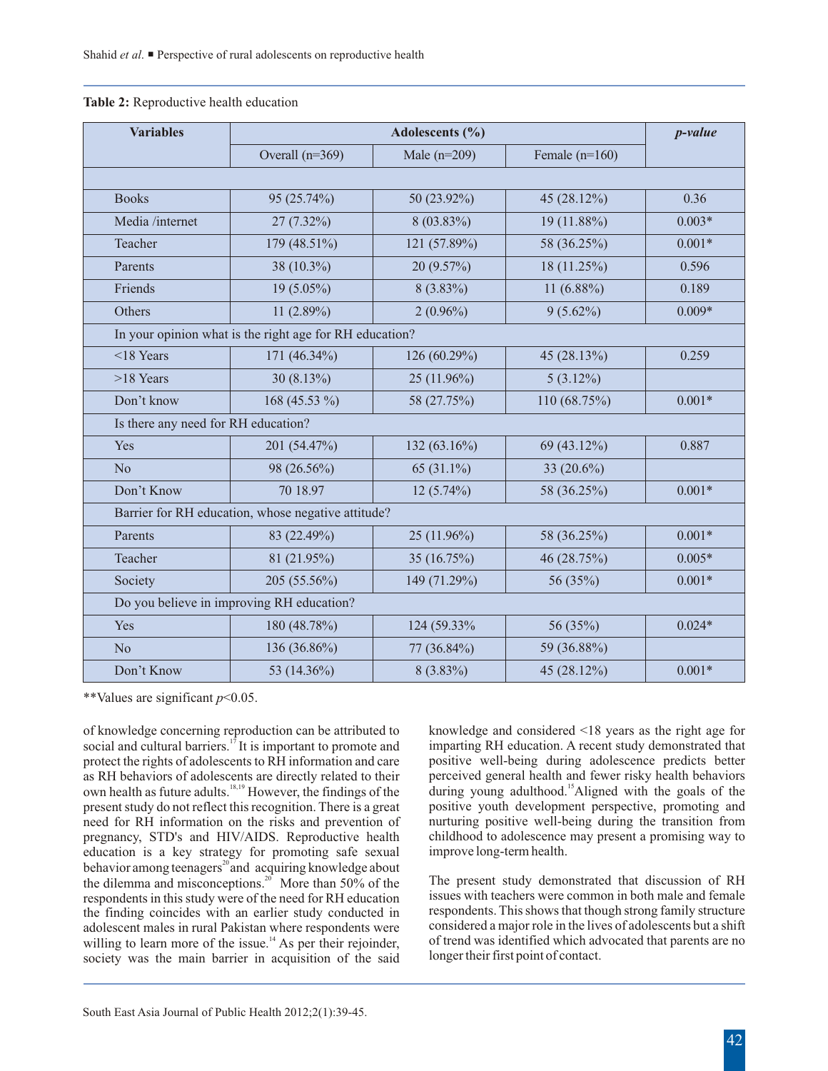**Table 2:** Reproductive health education

| Variables | Adolescents (%) | | | *p-value* |
|---|---|---|---|---|
| | Overall (n=369) | Male (n=209) | Female (n=160) | |
| | | | | |
| Books | 95 (25.74%) | 50 (23.92%) | 45 (28.12%) | 0.36 |
| Media /internet | 27 (7.32%) | 8 (03.83%) | 19 (11.88%) | 0.003* |
| Teacher | 179 (48.51%) | 121 (57.89%) | 58 (36.25%) | 0.001* |
| Parents | 38 (10.3%) | 20 (9.57%) | 18 (11.25%) | 0.596 |
| Friends | 19 (5.05%) | 8 (3.83%) | 11 (6.88%) | 0.189 |
| Others | 11 (2.89%) | 2 (0.96%) | 9 (5.62%) | 0.009* |
| In your opinion what is the right age for RH education? | | | | |
| <18 Years | 171 (46.34%) | 126 (60.29%) | 45 (28.13%) | 0.259 |
| >18 Years | 30 (8.13%) | 25 (11.96%) | 5 (3.12%) | |
| Don't know | 168 (45.53 %) | 58 (27.75%) | 110 (68.75%) | 0.001* |
| Is there any need for RH education? | | | | |
| Yes | 201 (54.47%) | 132 (63.16%) | 69 (43.12%) | 0.887 |
| No | 98 (26.56%) | 65 (31.1%) | 33 (20.6%) | |
| Don't Know | 70 18.97 | 12 (5.74%) | 58 (36.25%) | 0.001* |
| Barrier for RH education, whose negative attitude? | | | | |
| Parents | 83 (22.49%) | 25 (11.96%) | 58 (36.25%) | 0.001* |
| Teacher | 81 (21.95%) | 35 (16.75%) | 46 (28.75%) | 0.005* |
| Society | 205 (55.56%) | 149 (71.29%) | 56 (35%) | 0.001* |
| Do you believe in improving RH education? | | | | |
| Yes | 180 (48.78%) | 124 (59.33% | 56 (35%) | 0.024* |
| No | 136 (36.86%) | 77 (36.84%) | 59 (36.88%) | |
| Don't Know | 53 (14.36%) | 8 (3.83%) | 45 (28.12%) | 0.001* |

**Values are significant $p<0.05$.

of knowledge concerning reproduction can be attributed to social and cultural barriers.[17] It is important to promote and protect the rights of adolescents to RH information and care as RH behaviors of adolescents are directly related to their own health as future adults.[18,19] However, the findings of the present study do not reflect this recognition. There is a great need for RH information on the risks and prevention of pregnancy, STD's and HIV/AIDS. Reproductive health education is a key strategy for promoting safe sexual behavior among teenagers[20] and acquiring knowledge about the dilemma and misconceptions.[20] More than 50% of the respondents in this study were of the need for RH education the finding coincides with an earlier study conducted in adolescent males in rural Pakistan where respondents were willing to learn more of the issue.[14] As per their rejoinder, society was the main barrier in acquisition of the said knowledge and considered <18 years as the right age for imparting RH education. A recent study demonstrated that positive well-being during adolescence predicts better perceived general health and fewer risky health behaviors during young adulthood.[15] Aligned with the goals of the positive youth development perspective, promoting and nurturing positive well-being during the transition from childhood to adolescence may present a promising way to improve long-term health.

The present study demonstrated that discussion of RH issues with teachers were common in both male and female respondents. This shows that though strong family structure considered a major role in the lives of adolescents but a shift of trend was identified which advocated that parents are no longer their first point of contact.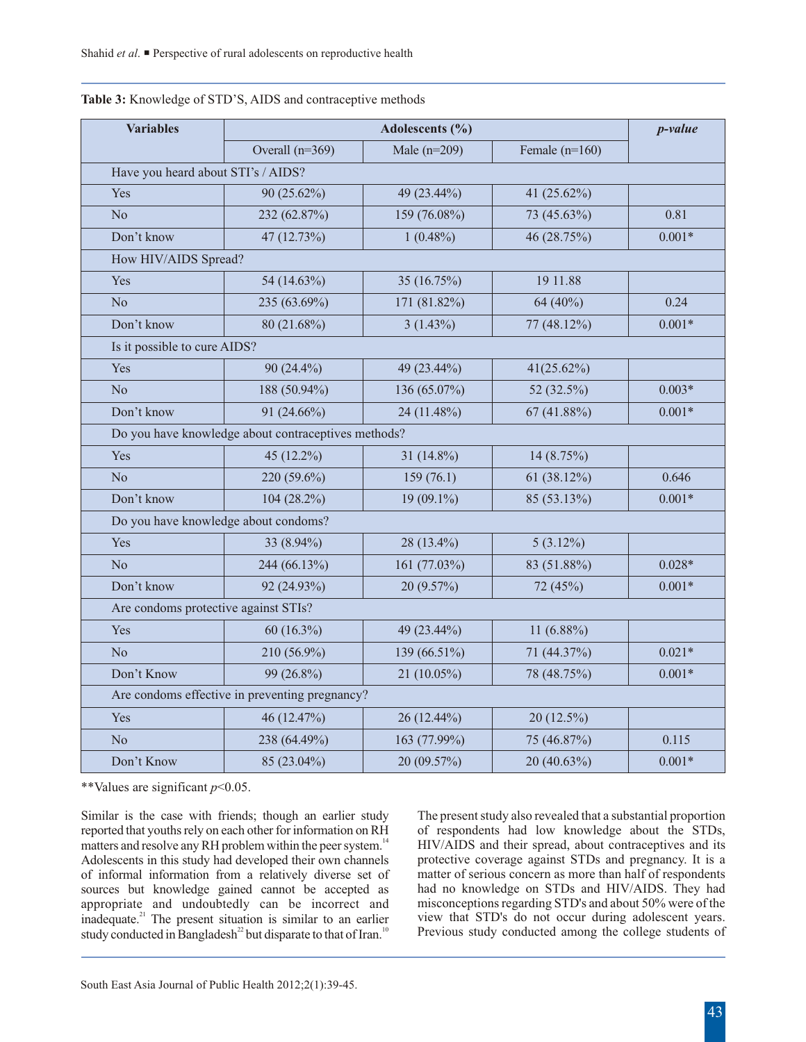**Table 3:** Knowledge of STD'S, AIDS and contraceptive methods

| Variables | Adolescents (%) | | | *p-value* |
|---|---|---|---|---|
| | Overall (n=369) | Male (n=209) | Female (n=160) | |
| Have you heard about STI's / AIDS? | | | | |
| Yes | 90 (25.62%) | 49 (23.44%) | 41 (25.62%) | |
| No | 232 (62.87%) | 159 (76.08%) | 73 (45.63%) | 0.81 |
| Don't know | 47 (12.73%) | 1 (0.48%) | 46 (28.75%) | 0.001* |
| How HIV/AIDS Spread? | | | | |
| Yes | 54 (14.63%) | 35 (16.75%) | 19 11.88 | |
| No | 235 (63.69%) | 171 (81.82%) | 64 (40%) | 0.24 |
| Don't know | 80 (21.68%) | 3 (1.43%) | 77 (48.12%) | 0.001* |
| Is it possible to cure AIDS? | | | | |
| Yes | 90 (24.4%) | 49 (23.44%) | 41(25.62%) | |
| No | 188 (50.94%) | 136 (65.07%) | 52 (32.5%) | 0.003* |
| Don't know | 91 (24.66%) | 24 (11.48%) | 67 (41.88%) | 0.001* |
| Do you have knowledge about contraceptives methods? | | | | |
| Yes | 45 (12.2%) | 31 (14.8%) | 14 (8.75%) | |
| No | 220 (59.6%) | 159 (76.1) | 61 (38.12%) | 0.646 |
| Don't know | 104 (28.2%) | 19 (09.1%) | 85 (53.13%) | 0.001* |
| Do you have knowledge about condoms? | | | | |
| Yes | 33 (8.94%) | 28 (13.4%) | 5 (3.12%) | |
| No | 244 (66.13%) | 161 (77.03%) | 83 (51.88%) | 0.028* |
| Don't know | 92 (24.93%) | 20 (9.57%) | 72 (45%) | 0.001* |
| Are condoms protective against STIs? | | | | |
| Yes | 60 (16.3%) | 49 (23.44%) | 11 (6.88%) | |
| No | 210 (56.9%) | 139 (66.51%) | 71 (44.37%) | 0.021* |
| Don't Know | 99 (26.8%) | 21 (10.05%) | 78 (48.75%) | 0.001* |
| Are condoms effective in preventing pregnancy? | | | | |
| Yes | 46 (12.47%) | 26 (12.44%) | 20 (12.5%) | |
| No | 238 (64.49%) | 163 (77.99%) | 75 (46.87%) | 0.115 |
| Don't Know | 85 (23.04%) | 20 (09.57%) | 20 (40.63%) | 0.001* |

**Values are significant $p$<0.05.

Similar is the case with friends; though an earlier study reported that youths rely on each other for information on RH matters and resolve any RH problem within the peer system.[14] Adolescents in this study had developed their own channels of informal information from a relatively diverse set of sources but knowledge gained cannot be accepted as appropriate and undoubtedly can be incorrect and inadequate.[21] The present situation is similar to an earlier study conducted in Bangladesh[22] but disparate to that of Iran.[10]

The present study also revealed that a substantial proportion of respondents had low knowledge about the STDs, HIV/AIDS and their spread, about contraceptives and its protective coverage against STDs and pregnancy. It is a matter of serious concern as more than half of respondents had no knowledge on STDs and HIV/AIDS. They had misconceptions regarding STD's and about 50% were of the view that STD's do not occur during adolescent years. Previous study conducted among the college students of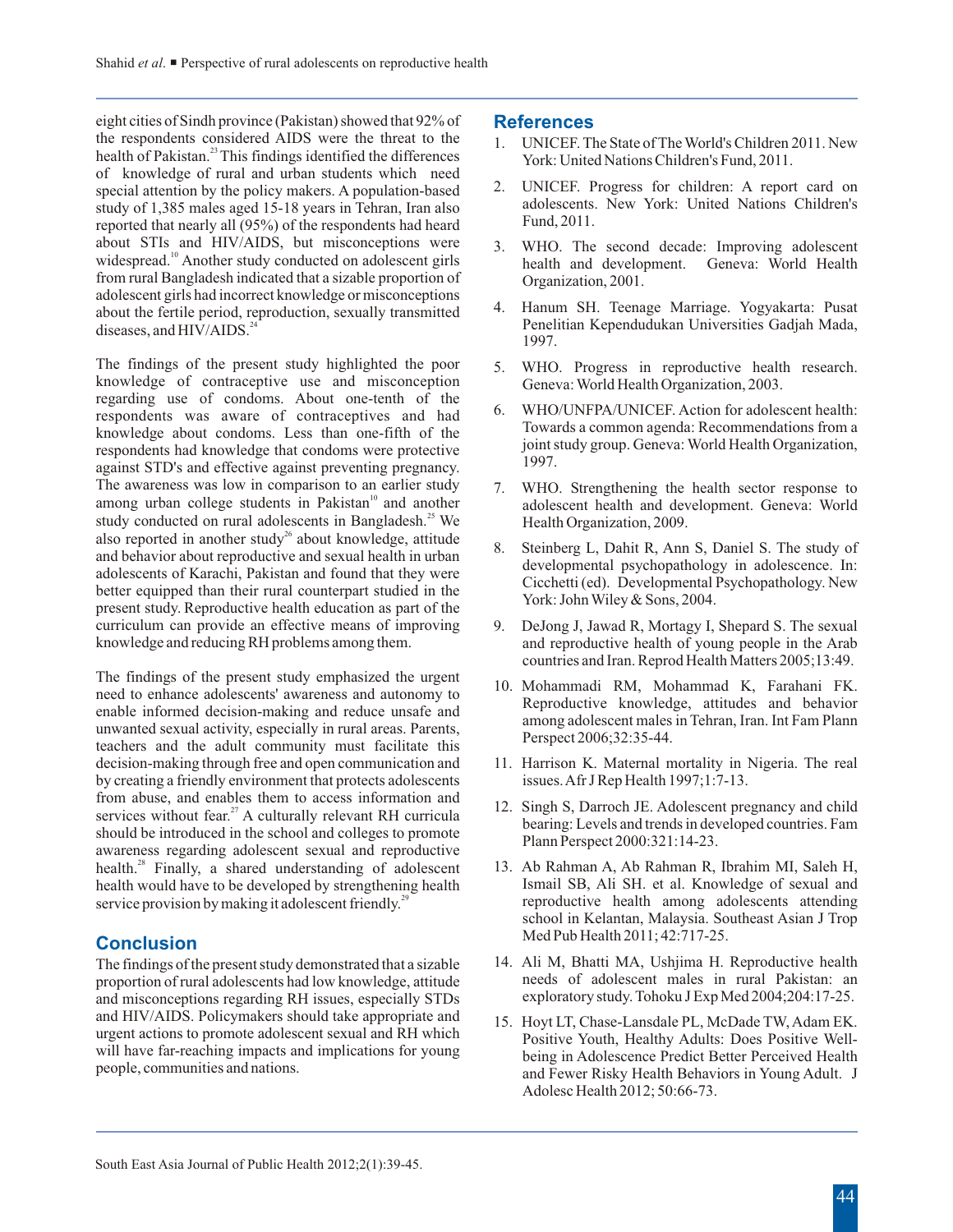eight cities of Sindh province (Pakistan) showed that 92% of the respondents considered AIDS were the threat to the health of Pakistan.[23] This findings identified the differences of knowledge of rural and urban students which need special attention by the policy makers. A population-based study of 1,385 males aged 15-18 years in Tehran, Iran also reported that nearly all (95%) of the respondents had heard about STIs and HIV/AIDS, but misconceptions were widespread.[10] Another study conducted on adolescent girls from rural Bangladesh indicated that a sizable proportion of adolescent girls had incorrect knowledge or misconceptions about the fertile period, reproduction, sexually transmitted diseases, and HIV/AIDS.[24]

The findings of the present study highlighted the poor knowledge of contraceptive use and misconception regarding use of condoms. About one-tenth of the respondents was aware of contraceptives and had knowledge about condoms. Less than one-fifth of the respondents had knowledge that condoms were protective against STD's and effective against preventing pregnancy. The awareness was low in comparison to an earlier study among urban college students in Pakistan[10] and another study conducted on rural adolescents in Bangladesh.[25] We also reported in another study[26] about knowledge, attitude and behavior about reproductive and sexual health in urban adolescents of Karachi, Pakistan and found that they were better equipped than their rural counterpart studied in the present study. Reproductive health education as part of the curriculum can provide an effective means of improving knowledge and reducing RH problems among them.

The findings of the present study emphasized the urgent need to enhance adolescents' awareness and autonomy to enable informed decision-making and reduce unsafe and unwanted sexual activity, especially in rural areas. Parents, teachers and the adult community must facilitate this decision-making through free and open communication and by creating a friendly environment that protects adolescents from abuse, and enables them to access information and services without fear.[27] A culturally relevant RH curricula should be introduced in the school and colleges to promote awareness regarding adolescent sexual and reproductive health.[28] Finally, a shared understanding of adolescent health would have to be developed by strengthening health service provision by making it adolescent friendly.[29]

## Conclusion

The findings of the present study demonstrated that a sizable proportion of rural adolescents had low knowledge, attitude and misconceptions regarding RH issues, especially STDs and HIV/AIDS. Policymakers should take appropriate and urgent actions to promote adolescent sexual and RH which will have far-reaching impacts and implications for young people, communities and nations.

## References

1. UNICEF. The State of The World's Children 2011. New York: United Nations Children's Fund, 2011.
2. UNICEF. Progress for children: A report card on adolescents. New York: United Nations Children's Fund, 2011.
3. WHO. The second decade: Improving adolescent health and development. Geneva: World Health Organization, 2001.
4. Hanum SH. Teenage Marriage. Yogyakarta: Pusat Penelitian Kependudukan Universities Gadjah Mada, 1997.
5. WHO. Progress in reproductive health research. Geneva: World Health Organization, 2003.
6. WHO/UNFPA/UNICEF. Action for adolescent health: Towards a common agenda: Recommendations from a joint study group. Geneva: World Health Organization, 1997.
7. WHO. Strengthening the health sector response to adolescent health and development. Geneva: World Health Organization, 2009.
8. Steinberg L, Dahit R, Ann S, Daniel S. The study of developmental psychopathology in adolescence. In: Cicchetti (ed). Developmental Psychopathology. New York: John Wiley & Sons, 2004.
9. DeJong J, Jawad R, Mortagy I, Shepard S. The sexual and reproductive health of young people in the Arab countries and Iran. Reprod Health Matters 2005;13:49.
10. Mohammadi RM, Mohammad K, Farahani FK. Reproductive knowledge, attitudes and behavior among adolescent males in Tehran, Iran. Int Fam Plann Perspect 2006;32:35-44.
11. Harrison K. Maternal mortality in Nigeria. The real issues. Afr J Rep Health 1997;1:7-13.
12. Singh S, Darroch JE. Adolescent pregnancy and child bearing: Levels and trends in developed countries. Fam Plann Perspect 2000:321:14-23.
13. Ab Rahman A, Ab Rahman R, Ibrahim MI, Saleh H, Ismail SB, Ali SH. et al. Knowledge of sexual and reproductive health among adolescents attending school in Kelantan, Malaysia. Southeast Asian J Trop Med Pub Health 2011; 42:717-25.
14. Ali M, Bhatti MA, Ushjima H. Reproductive health needs of adolescent males in rural Pakistan: an exploratory study. Tohoku J Exp Med 2004;204:17-25.
15. Hoyt LT, Chase-Lansdale PL, McDade TW, Adam EK. Positive Youth, Healthy Adults: Does Positive Well-being in Adolescence Predict Better Perceived Health and Fewer Risky Health Behaviors in Young Adult. J Adolesc Health 2012; 50:66-73.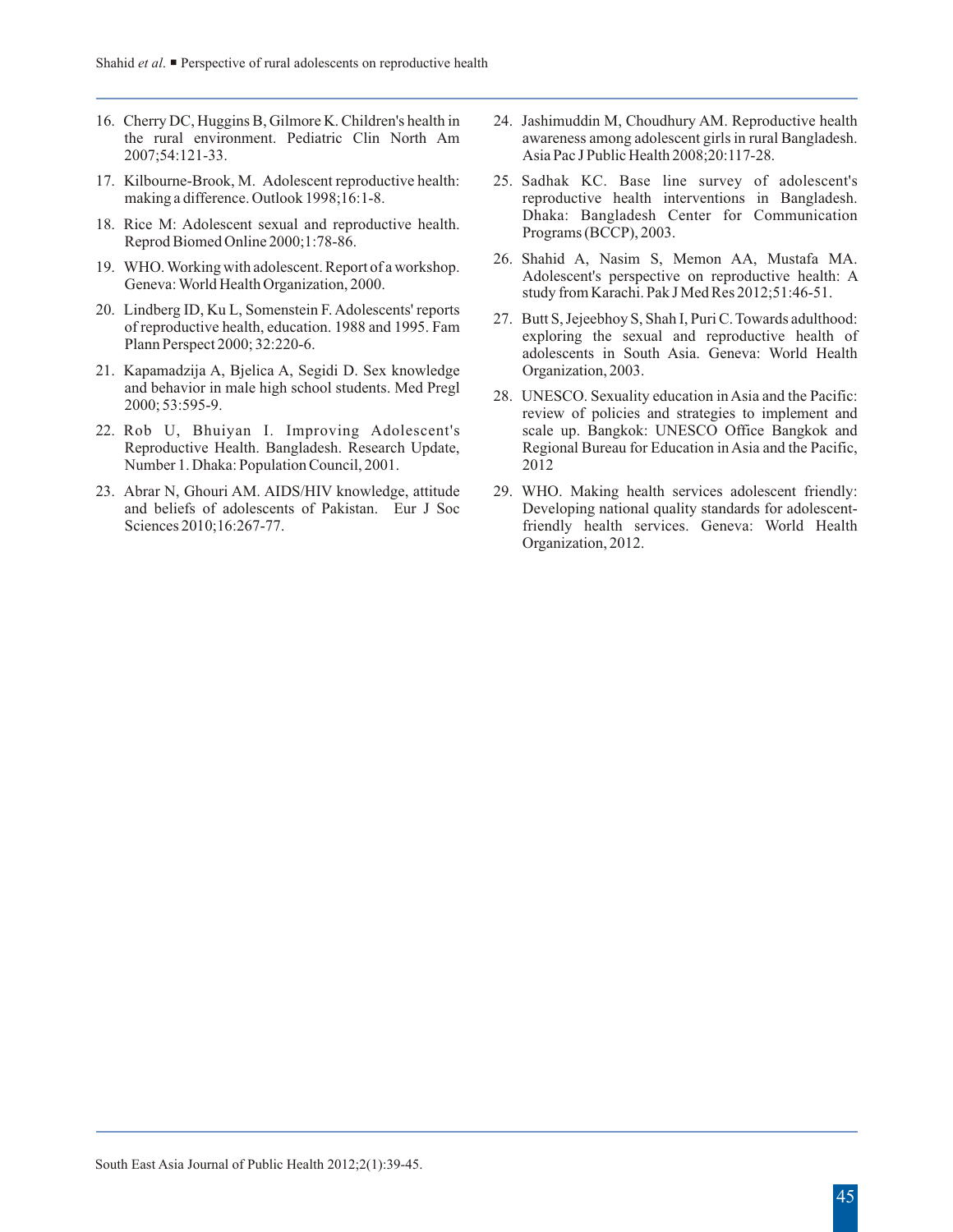16. Cherry DC, Huggins B, Gilmore K. Children's health in the rural environment. Pediatric Clin North Am 2007;54:121-33.
17. Kilbourne-Brook, M. Adolescent reproductive health: making a difference. Outlook 1998;16:1-8.
18. Rice M: Adolescent sexual and reproductive health. Reprod Biomed Online 2000;1:78-86.
19. WHO. Working with adolescent. Report of a workshop. Geneva: World Health Organization, 2000.
20. Lindberg ID, Ku L, Somenstein F. Adolescents' reports of reproductive health, education. 1988 and 1995. Fam Plann Perspect 2000; 32:220-6.
21. Kapamadzija A, Bjelica A, Segidi D. Sex knowledge and behavior in male high school students. Med Pregl 2000; 53:595-9.
22. Rob U, Bhuiyan I. Improving Adolescent's Reproductive Health. Bangladesh. Research Update, Number 1. Dhaka: Population Council, 2001.
23. Abrar N, Ghouri AM. AIDS/HIV knowledge, attitude and beliefs of adolescents of Pakistan. Eur J Soc Sciences 2010;16:267-77.
24. Jashimuddin M, Choudhury AM. Reproductive health awareness among adolescent girls in rural Bangladesh. Asia Pac J Public Health 2008;20:117-28.
25. Sadhak KC. Base line survey of adolescent's reproductive health interventions in Bangladesh. Dhaka: Bangladesh Center for Communication Programs (BCCP), 2003.
26. Shahid A, Nasim S, Memon AA, Mustafa MA. Adolescent's perspective on reproductive health: A study from Karachi. Pak J Med Res 2012;51:46-51.
27. Butt S, Jejeebhoy S, Shah I, Puri C. Towards adulthood: exploring the sexual and reproductive health of adolescents in South Asia. Geneva: World Health Organization, 2003.
28. UNESCO. Sexuality education in Asia and the Pacific: review of policies and strategies to implement and scale up. Bangkok: UNESCO Office Bangkok and Regional Bureau for Education in Asia and the Pacific, 2012
29. WHO. Making health services adolescent friendly: Developing national quality standards for adolescent-friendly health services. Geneva: World Health Organization, 2012.